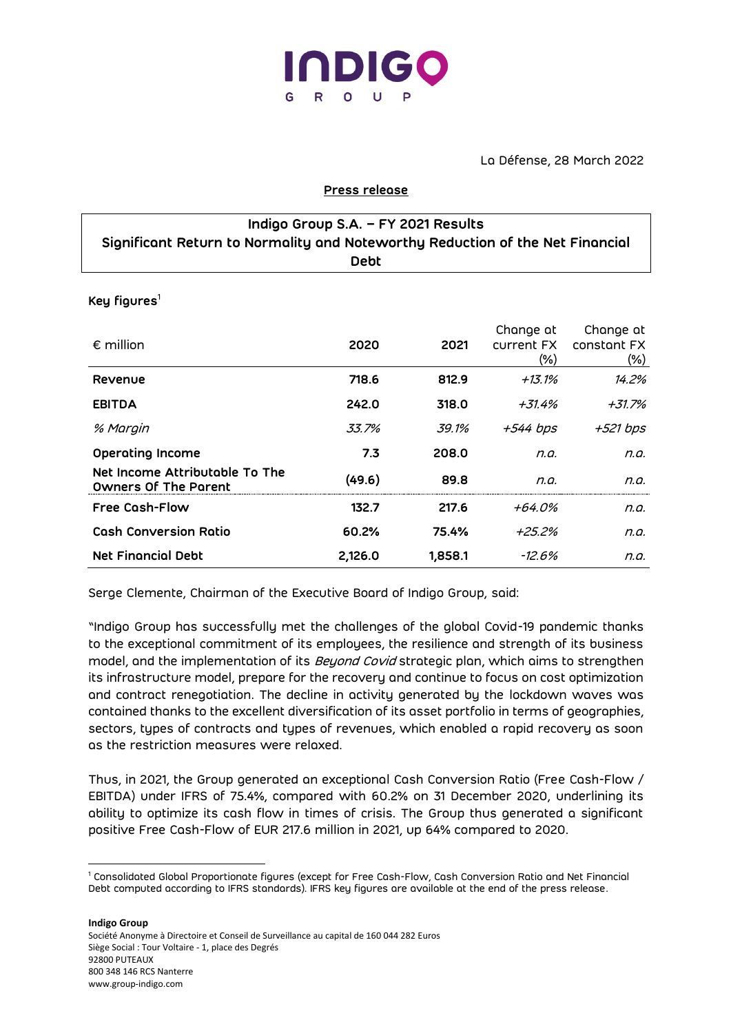INDIGO GROUP

La Défense, 28 March 2022

**Press release**

## Indigo Group S.A. – FY 2021 Results
## Significant Return to Normality and Noteworthy Reduction of the Net Financial Debt

**Key figures**[1]

| € million | 2020 | 2021 | Change at current FX (%) | Change at constant FX (%) |
|---|---|---|---|---|
| **Revenue** | **718.6** | **812.9** | *+13.1%* | *14.2%* |
| **EBITDA** | **242.0** | **318.0** | *+31.4%* | *+31.7%* |
| *% Margin* | *33.7%* | *39.1%* | *+544 bps* | *+521 bps* |
| **Operating Income** | **7.3** | **208.0** | *n.a.* | *n.a.* |
| **Net Income Attributable To The Owners Of The Parent** | **(49.6)** | **89.8** | *n.a.* | *n.a.* |
| **Free Cash-Flow** | **132.7** | **217.6** | *+64.0%* | *n.a.* |
| **Cash Conversion Ratio** | **60.2%** | **75.4%** | *+25.2%* | *n.a.* |
| **Net Financial Debt** | **2,126.0** | **1,858.1** | *-12.6%* | *n.a.* |

Serge Clemente, Chairman of the Executive Board of Indigo Group, said:

"Indigo Group has successfully met the challenges of the global Covid-19 pandemic thanks to the exceptional commitment of its employees, the resilience and strength of its business model, and the implementation of its *Beyond Covid* strategic plan, which aims to strengthen its infrastructure model, prepare for the recovery and continue to focus on cost optimization and contract renegotiation. The decline in activity generated by the lockdown waves was contained thanks to the excellent diversification of its asset portfolio in terms of geographies, sectors, types of contracts and types of revenues, which enabled a rapid recovery as soon as the restriction measures were relaxed.

Thus, in 2021, the Group generated an exceptional Cash Conversion Ratio (Free Cash-Flow / EBITDA) under IFRS of 75.4%, compared with 60.2% on 31 December 2020, underlining its ability to optimize its cash flow in times of crisis. The Group thus generated a significant positive Free Cash-Flow of EUR 217.6 million in 2021, up 64% compared to 2020.

[1] Consolidated Global Proportionate figures (except for Free Cash-Flow, Cash Conversion Ratio and Net Financial Debt computed according to IFRS standards). IFRS key figures are available at the end of the press release.

**Indigo Group**
Société Anonyme à Directoire et Conseil de Surveillance au capital de 160 044 282 Euros
Siège Social : Tour Voltaire - 1, place des Degrés
92800 PUTEAUX
800 348 146 RCS Nanterre
www.group-indigo.com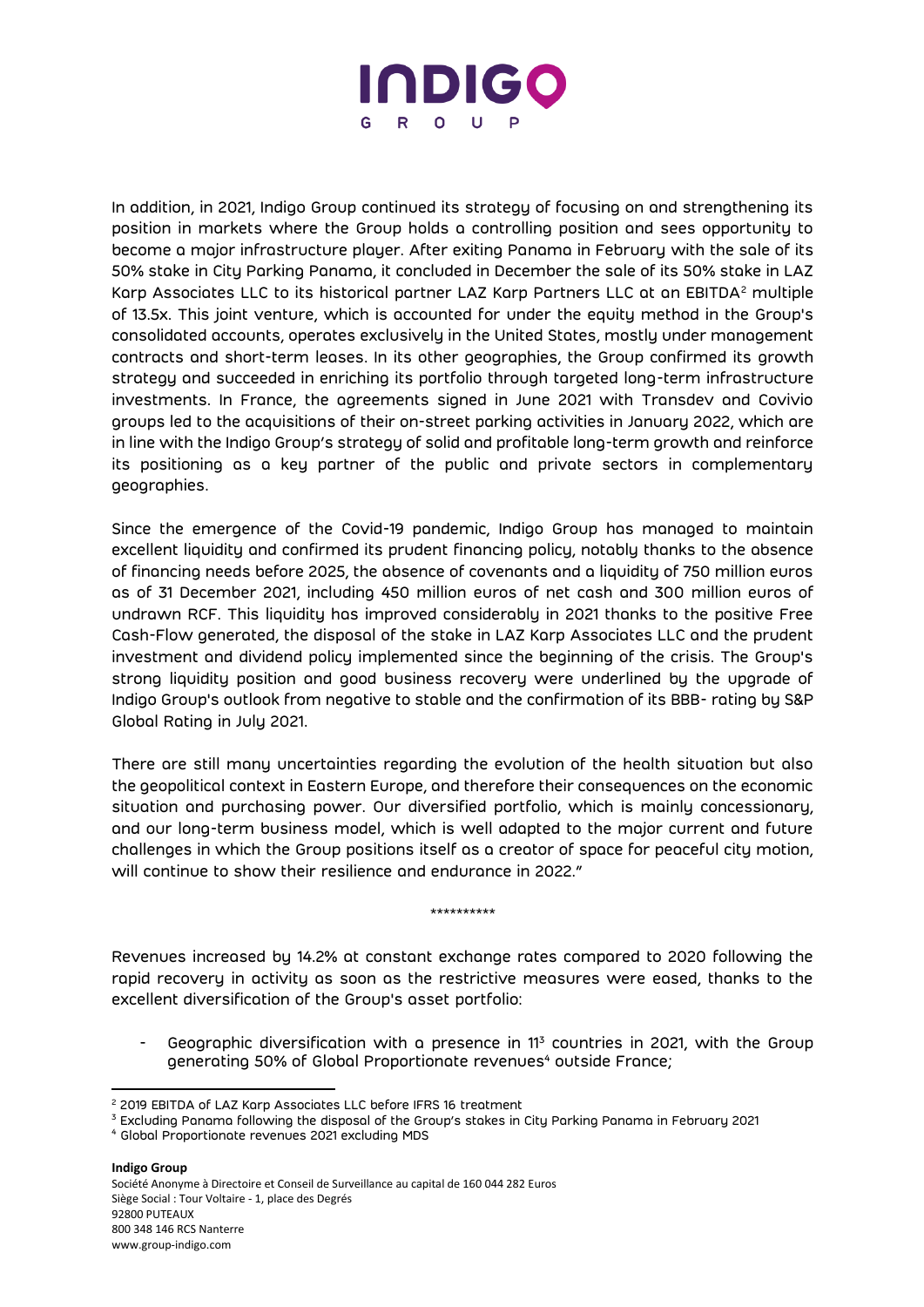In addition, in 2021, Indigo Group continued its strategy of focusing on and strengthening its position in markets where the Group holds a controlling position and sees opportunity to become a major infrastructure player. After exiting Panama in February with the sale of its 50% stake in City Parking Panama, it concluded in December the sale of its 50% stake in LAZ Karp Associates LLC to its historical partner LAZ Karp Partners LLC at an EBITDA[2] multiple of 13.5x. This joint venture, which is accounted for under the equity method in the Group's consolidated accounts, operates exclusively in the United States, mostly under management contracts and short-term leases. In its other geographies, the Group confirmed its growth strategy and succeeded in enriching its portfolio through targeted long-term infrastructure investments. In France, the agreements signed in June 2021 with Transdev and Covivio groups led to the acquisitions of their on-street parking activities in January 2022, which are in line with the Indigo Group's strategy of solid and profitable long-term growth and reinforce its positioning as a key partner of the public and private sectors in complementary geographies.

Since the emergence of the Covid-19 pandemic, Indigo Group has managed to maintain excellent liquidity and confirmed its prudent financing policy, notably thanks to the absence of financing needs before 2025, the absence of covenants and a liquidity of 750 million euros as of 31 December 2021, including 450 million euros of net cash and 300 million euros of undrawn RCF. This liquidity has improved considerably in 2021 thanks to the positive Free Cash-Flow generated, the disposal of the stake in LAZ Karp Associates LLC and the prudent investment and dividend policy implemented since the beginning of the crisis. The Group's strong liquidity position and good business recovery were underlined by the upgrade of Indigo Group's outlook from negative to stable and the confirmation of its BBB- rating by S&P Global Rating in July 2021.

There are still many uncertainties regarding the evolution of the health situation but also the geopolitical context in Eastern Europe, and therefore their consequences on the economic situation and purchasing power. Our diversified portfolio, which is mainly concessionary, and our long-term business model, which is well adapted to the major current and future challenges in which the Group positions itself as a creator of space for peaceful city motion, will continue to show their resilience and endurance in 2022."

**********

Revenues increased by 14.2% at constant exchange rates compared to 2020 following the rapid recovery in activity as soon as the restrictive measures were eased, thanks to the excellent diversification of the Group's asset portfolio:

- Geographic diversification with a presence in 11[3] countries in 2021, with the Group generating 50% of Global Proportionate revenues[4] outside France;

---

[2] 2019 EBITDA of LAZ Karp Associates LLC before IFRS 16 treatment

[3] Excluding Panama following the disposal of the Group's stakes in City Parking Panama in February 2021

[4] Global Proportionate revenues 2021 excluding MDS

**Indigo Group**
Société Anonyme à Directoire et Conseil de Surveillance au capital de 160 044 282 Euros
Siège Social : Tour Voltaire - 1, place des Degrés
92800 PUTEAUX
800 348 146 RCS Nanterre
www.group-indigo.com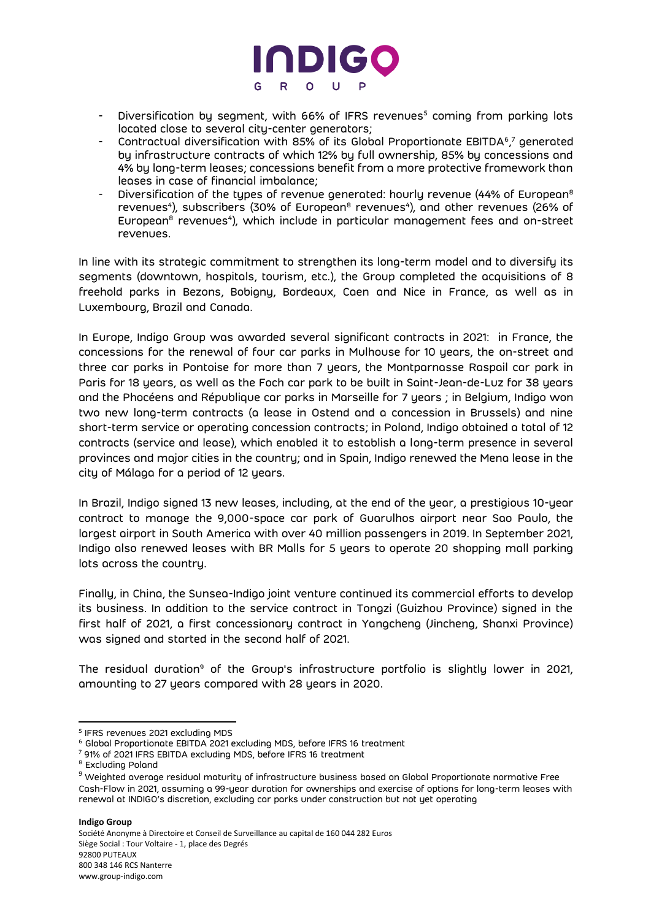- Diversification by segment, with 66% of IFRS revenues[5] coming from parking lots located close to several city-center generators;
- Contractual diversification with 85% of its Global Proportionate EBITDA[6],[7] generated by infrastructure contracts of which 12% by full ownership, 85% by concessions and 4% by long-term leases; concessions benefit from a more protective framework than leases in case of financial imbalance;
- Diversification of the types of revenue generated: hourly revenue (44% of European[8] revenues[4]), subscribers (30% of European[8] revenues[4]), and other revenues (26% of European[8] revenues[4]), which include in particular management fees and on-street revenues.

In line with its strategic commitment to strengthen its long-term model and to diversify its segments (downtown, hospitals, tourism, etc.), the Group completed the acquisitions of 8 freehold parks in Bezons, Bobigny, Bordeaux, Caen and Nice in France, as well as in Luxembourg, Brazil and Canada.

In Europe, Indigo Group was awarded several significant contracts in 2021: in France, the concessions for the renewal of four car parks in Mulhouse for 10 years, the on-street and three car parks in Pontoise for more than 7 years, the Montparnasse Raspail car park in Paris for 18 years, as well as the Foch car park to be built in Saint-Jean-de-Luz for 38 years and the Phocéens and République car parks in Marseille for 7 years ; in Belgium, Indigo won two new long-term contracts (a lease in Ostend and a concession in Brussels) and nine short-term service or operating concession contracts; in Poland, Indigo obtained a total of 12 contracts (service and lease), which enabled it to establish a long-term presence in several provinces and major cities in the country; and in Spain, Indigo renewed the Mena lease in the city of Málaga for a period of 12 years.

In Brazil, Indigo signed 13 new leases, including, at the end of the year, a prestigious 10-year contract to manage the 9,000-space car park of Guarulhos airport near Sao Paulo, the largest airport in South America with over 40 million passengers in 2019. In September 2021, Indigo also renewed leases with BR Malls for 5 years to operate 20 shopping mall parking lots across the country.

Finally, in China, the Sunsea-Indigo joint venture continued its commercial efforts to develop its business. In addition to the service contract in Tongzi (Guizhou Province) signed in the first half of 2021, a first concessionary contract in Yangcheng (Jincheng, Shanxi Province) was signed and started in the second half of 2021.

The residual duration[9] of the Group's infrastructure portfolio is slightly lower in 2021, amounting to 27 years compared with 28 years in 2020.

---

[5] IFRS revenues 2021 excluding MDS

[6] Global Proportionate EBITDA 2021 excluding MDS, before IFRS 16 treatment

[7] 91% of 2021 IFRS EBITDA excluding MDS, before IFRS 16 treatment

[8] Excluding Poland

[9] Weighted average residual maturity of infrastructure business based on Global Proportionate normative Free Cash-Flow in 2021, assuming a 99-year duration for ownerships and exercise of options for long-term leases with renewal at INDIGO's discretion, excluding car parks under construction but not yet operating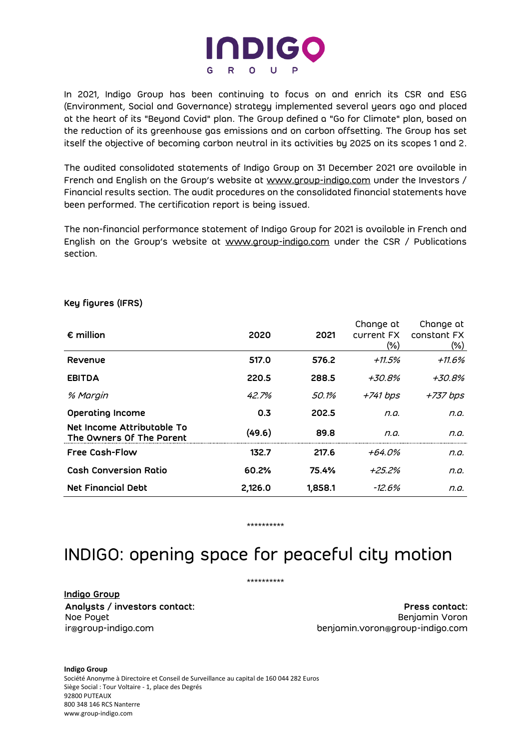# INDIGO GROUP

In 2021, Indigo Group has been continuing to focus on and enrich its CSR and ESG (Environment, Social and Governance) strategy implemented several years ago and placed at the heart of its "Beyond Covid" plan. The Group defined a "Go for Climate" plan, based on the reduction of its greenhouse gas emissions and on carbon offsetting. The Group has set itself the objective of becoming carbon neutral in its activities by 2025 on its scopes 1 and 2.

The audited consolidated statements of Indigo Group on 31 December 2021 are available in French and English on the Group's website at www.group-indigo.com under the Investors / Financial results section. The audit procedures on the consolidated financial statements have been performed. The certification report is being issued.

The non-financial performance statement of Indigo Group for 2021 is available in French and English on the Group's website at www.group-indigo.com under the CSR / Publications section.

**Key figures (IFRS)**

| € million | 2020 | 2021 | Change at current FX (%) | Change at constant FX (%) |
|---|---|---|---|---|
| **Revenue** | **517.0** | **576.2** | *+11.5%* | *+11.6%* |
| **EBITDA** | **220.5** | **288.5** | *+30.8%* | *+30.8%* |
| *% Margin* | *42.7%* | *50.1%* | *+741 bps* | *+737 bps* |
| **Operating Income** | **0.3** | **202.5** | *n.a.* | *n.a.* |
| **Net Income Attributable To The Owners Of The Parent** | **(49.6)** | **89.8** | *n.a.* | *n.a.* |
| **Free Cash-Flow** | **132.7** | **217.6** | *+64.0%* | *n.a.* |
| **Cash Conversion Ratio** | **60.2%** | **75.4%** | *+25.2%* | *n.a.* |
| **Net Financial Debt** | **2,126.0** | **1,858.1** | *-12.6%* | *n.a.* |

**********

# INDIGO: opening space for peaceful city motion

**********

**Indigo Group**

**Analysts / investors contact:**
Noe Poyet
ir@group-indigo.com

**Press contact:**
Benjamin Voron
benjamin.voron@group-indigo.com

**Indigo Group**
Société Anonyme à Directoire et Conseil de Surveillance au capital de 160 044 282 Euros
Siège Social : Tour Voltaire - 1, place des Degrés
92800 PUTEAUX
800 348 146 RCS Nanterre
www.group-indigo.com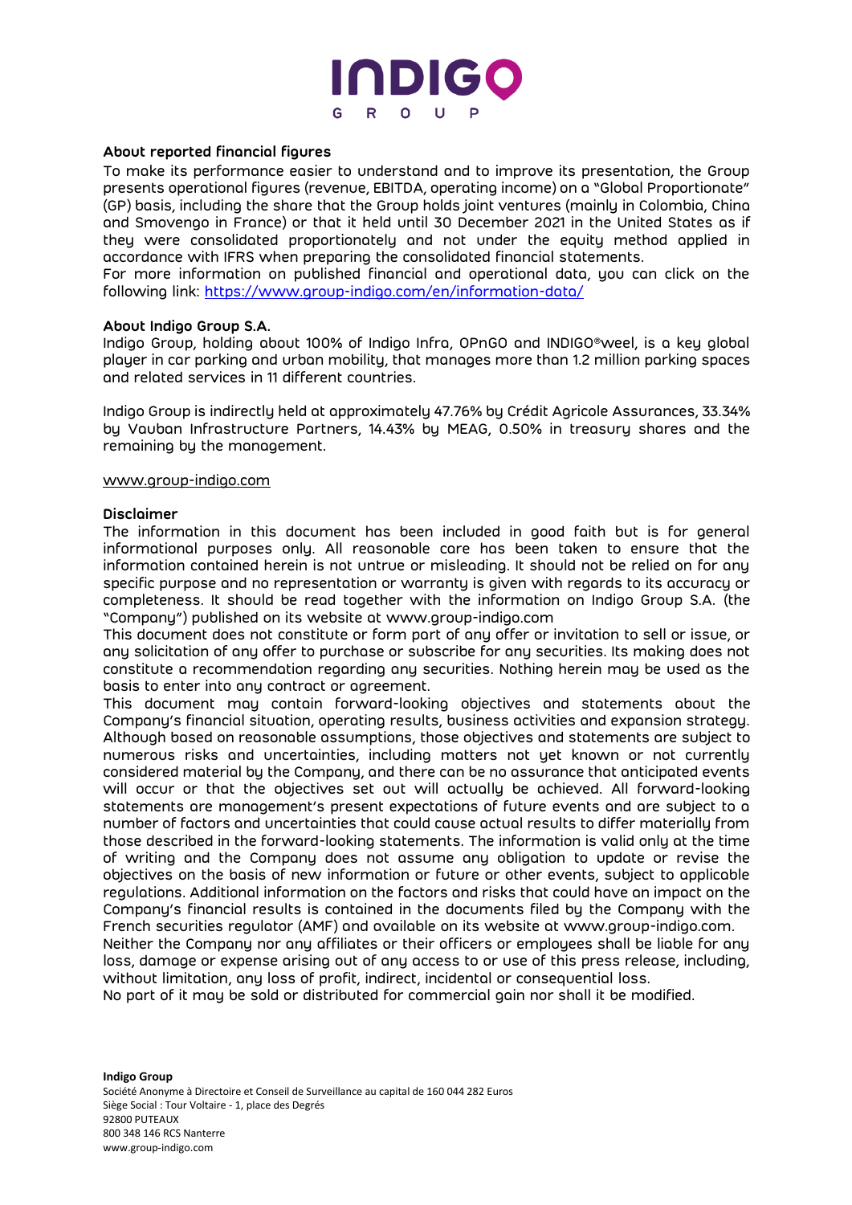**About reported financial figures**

To make its performance easier to understand and to improve its presentation, the Group presents operational figures (revenue, EBITDA, operating income) on a "Global Proportionate" (GP) basis, including the share that the Group holds joint ventures (mainly in Colombia, China and Smovengo in France) or that it held until 30 December 2021 in the United States as if they were consolidated proportionately and not under the equity method applied in accordance with IFRS when preparing the consolidated financial statements.

For more information on published financial and operational data, you can click on the following link: https://www.group-indigo.com/en/information-data/

**About Indigo Group S.A.**

Indigo Group, holding about 100% of Indigo Infra, OPnGO and INDIGO®weel, is a key global player in car parking and urban mobility, that manages more than 1.2 million parking spaces and related services in 11 different countries.

Indigo Group is indirectly held at approximately 47.76% by Crédit Agricole Assurances, 33.34% by Vauban Infrastructure Partners, 14.43% by MEAG, 0.50% in treasury shares and the remaining by the management.

www.group-indigo.com

**Disclaimer**

The information in this document has been included in good faith but is for general informational purposes only. All reasonable care has been taken to ensure that the information contained herein is not untrue or misleading. It should not be relied on for any specific purpose and no representation or warranty is given with regards to its accuracy or completeness. It should be read together with the information on Indigo Group S.A. (the "Company") published on its website at www.group-indigo.com

This document does not constitute or form part of any offer or invitation to sell or issue, or any solicitation of any offer to purchase or subscribe for any securities. Its making does not constitute a recommendation regarding any securities. Nothing herein may be used as the basis to enter into any contract or agreement.

This document may contain forward-looking objectives and statements about the Company's financial situation, operating results, business activities and expansion strategy. Although based on reasonable assumptions, those objectives and statements are subject to numerous risks and uncertainties, including matters not yet known or not currently considered material by the Company, and there can be no assurance that anticipated events will occur or that the objectives set out will actually be achieved. All forward-looking statements are management's present expectations of future events and are subject to a number of factors and uncertainties that could cause actual results to differ materially from those described in the forward-looking statements. The information is valid only at the time of writing and the Company does not assume any obligation to update or revise the objectives on the basis of new information or future or other events, subject to applicable regulations. Additional information on the factors and risks that could have an impact on the Company's financial results is contained in the documents filed by the Company with the French securities regulator (AMF) and available on its website at www.group-indigo.com.

Neither the Company nor any affiliates or their officers or employees shall be liable for any loss, damage or expense arising out of any access to or use of this press release, including, without limitation, any loss of profit, indirect, incidental or consequential loss.

No part of it may be sold or distributed for commercial gain nor shall it be modified.

**Indigo Group**
Société Anonyme à Directoire et Conseil de Surveillance au capital de 160 044 282 Euros
Siège Social : Tour Voltaire - 1, place des Degrés
92800 PUTEAUX
800 348 146 RCS Nanterre
www.group-indigo.com